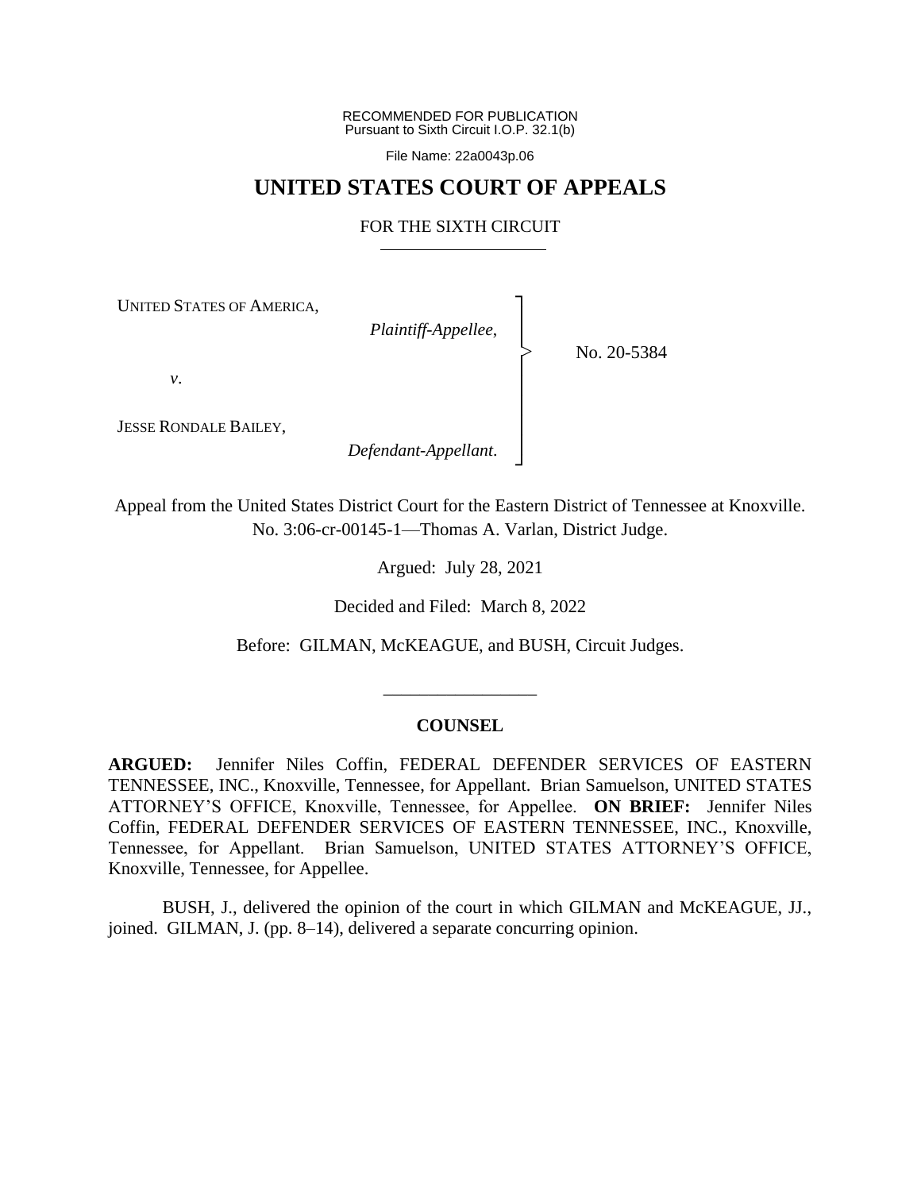RECOMMENDED FOR PUBLICATION
Pursuant to Sixth Circuit I.O.P. 32.1(b)

File Name: 22a0043p.06

# UNITED STATES COURT OF APPEALS

## FOR THE SIXTH CIRCUIT

UNITED STATES OF AMERICA,

*Plaintiff-Appellee*,

*v*.

JESSE RONDALE BAILEY,

*Defendant-Appellant*.

No. 20-5384

Appeal from the United States District Court for the Eastern District of Tennessee at Knoxville.
No. 3:06-cr-00145-1—Thomas A. Varlan, District Judge.

Argued: July 28, 2021

Decided and Filed: March 8, 2022

Before: GILMAN, McKEAGUE, and BUSH, Circuit Judges.

---

**COUNSEL**

**ARGUED:** Jennifer Niles Coffin, FEDERAL DEFENDER SERVICES OF EASTERN TENNESSEE, INC., Knoxville, Tennessee, for Appellant. Brian Samuelson, UNITED STATES ATTORNEY'S OFFICE, Knoxville, Tennessee, for Appellee. **ON BRIEF:** Jennifer Niles Coffin, FEDERAL DEFENDER SERVICES OF EASTERN TENNESSEE, INC., Knoxville, Tennessee, for Appellant. Brian Samuelson, UNITED STATES ATTORNEY'S OFFICE, Knoxville, Tennessee, for Appellee.

BUSH, J., delivered the opinion of the court in which GILMAN and McKEAGUE, JJ., joined. GILMAN, J. (pp. 8–14), delivered a separate concurring opinion.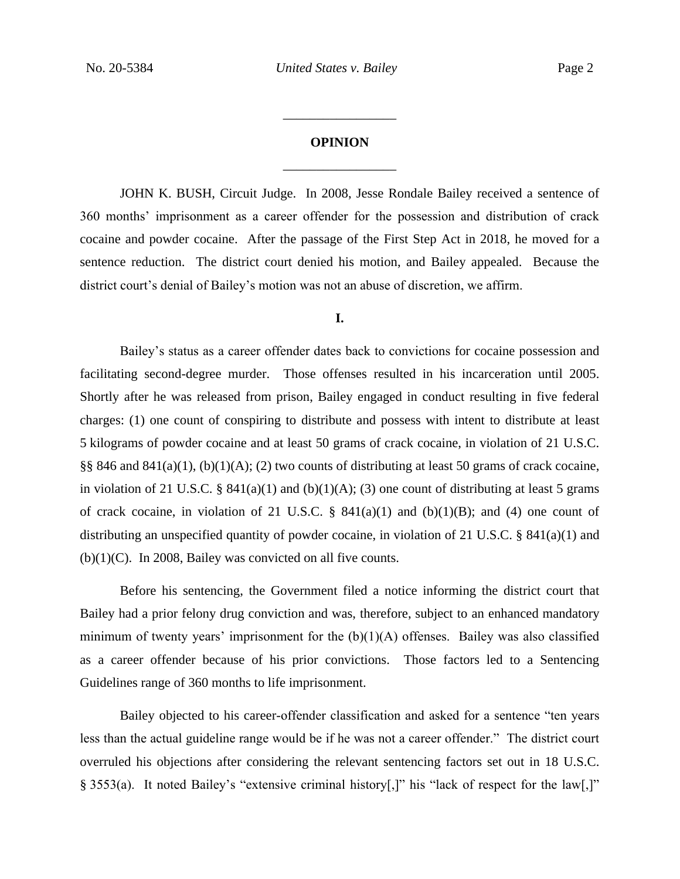## OPINION

JOHN K. BUSH, Circuit Judge. In 2008, Jesse Rondale Bailey received a sentence of 360 months' imprisonment as a career offender for the possession and distribution of crack cocaine and powder cocaine. After the passage of the First Step Act in 2018, he moved for a sentence reduction. The district court denied his motion, and Bailey appealed. Because the district court's denial of Bailey's motion was not an abuse of discretion, we affirm.

### I.

Bailey's status as a career offender dates back to convictions for cocaine possession and facilitating second-degree murder. Those offenses resulted in his incarceration until 2005. Shortly after he was released from prison, Bailey engaged in conduct resulting in five federal charges: (1) one count of conspiring to distribute and possess with intent to distribute at least 5 kilograms of powder cocaine and at least 50 grams of crack cocaine, in violation of 21 U.S.C. §§ 846 and 841(a)(1), (b)(1)(A); (2) two counts of distributing at least 50 grams of crack cocaine, in violation of 21 U.S.C. § 841(a)(1) and (b)(1)(A); (3) one count of distributing at least 5 grams of crack cocaine, in violation of 21 U.S.C. § 841(a)(1) and (b)(1)(B); and (4) one count of distributing an unspecified quantity of powder cocaine, in violation of 21 U.S.C. § 841(a)(1) and (b)(1)(C). In 2008, Bailey was convicted on all five counts.

Before his sentencing, the Government filed a notice informing the district court that Bailey had a prior felony drug conviction and was, therefore, subject to an enhanced mandatory minimum of twenty years' imprisonment for the (b)(1)(A) offenses. Bailey was also classified as a career offender because of his prior convictions. Those factors led to a Sentencing Guidelines range of 360 months to life imprisonment.

Bailey objected to his career-offender classification and asked for a sentence "ten years less than the actual guideline range would be if he was not a career offender." The district court overruled his objections after considering the relevant sentencing factors set out in 18 U.S.C. § 3553(a). It noted Bailey's "extensive criminal history[,]" his "lack of respect for the law[,]"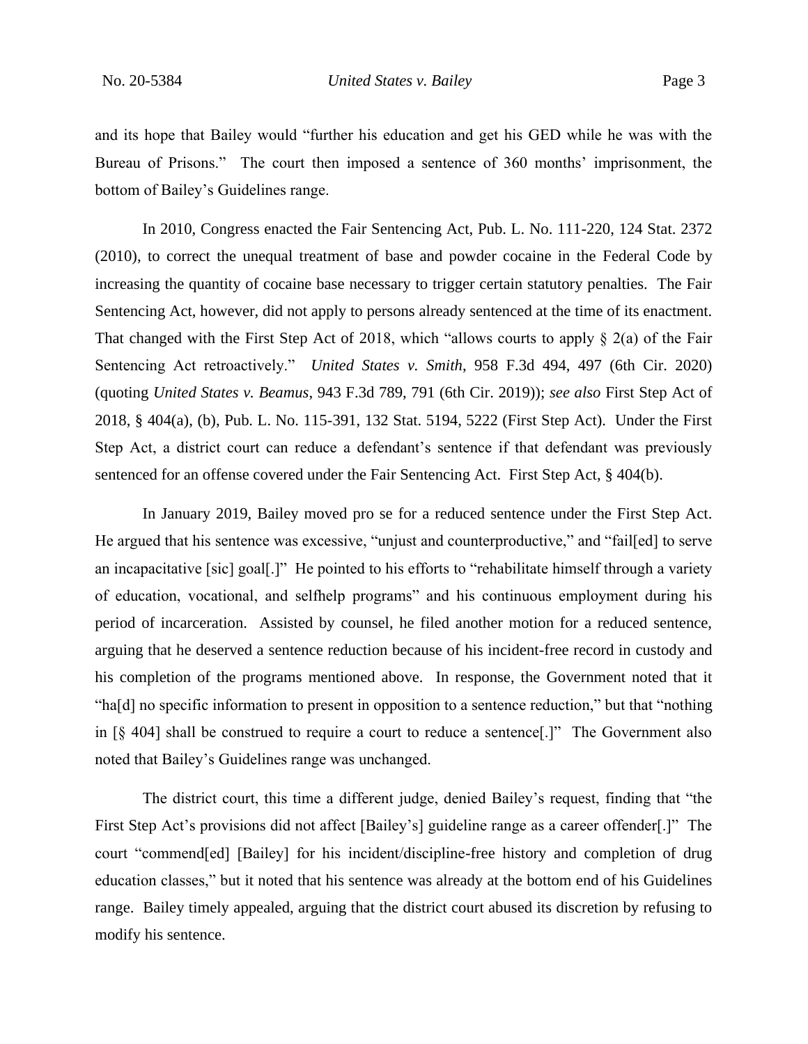and its hope that Bailey would "further his education and get his GED while he was with the Bureau of Prisons." The court then imposed a sentence of 360 months' imprisonment, the bottom of Bailey's Guidelines range.

In 2010, Congress enacted the Fair Sentencing Act, Pub. L. No. 111-220, 124 Stat. 2372 (2010), to correct the unequal treatment of base and powder cocaine in the Federal Code by increasing the quantity of cocaine base necessary to trigger certain statutory penalties. The Fair Sentencing Act, however, did not apply to persons already sentenced at the time of its enactment. That changed with the First Step Act of 2018, which "allows courts to apply § 2(a) of the Fair Sentencing Act retroactively." *United States v. Smith*, 958 F.3d 494, 497 (6th Cir. 2020) (quoting *United States v. Beamus*, 943 F.3d 789, 791 (6th Cir. 2019)); *see also* First Step Act of 2018, § 404(a), (b), Pub. L. No. 115-391, 132 Stat. 5194, 5222 (First Step Act). Under the First Step Act, a district court can reduce a defendant's sentence if that defendant was previously sentenced for an offense covered under the Fair Sentencing Act. First Step Act, § 404(b).

In January 2019, Bailey moved pro se for a reduced sentence under the First Step Act. He argued that his sentence was excessive, "unjust and counterproductive," and "fail[ed] to serve an incapacitative [sic] goal[.]" He pointed to his efforts to "rehabilitate himself through a variety of education, vocational, and selfhelp programs" and his continuous employment during his period of incarceration. Assisted by counsel, he filed another motion for a reduced sentence, arguing that he deserved a sentence reduction because of his incident-free record in custody and his completion of the programs mentioned above. In response, the Government noted that it "ha[d] no specific information to present in opposition to a sentence reduction," but that "nothing in [§ 404] shall be construed to require a court to reduce a sentence[.]" The Government also noted that Bailey's Guidelines range was unchanged.

The district court, this time a different judge, denied Bailey's request, finding that "the First Step Act's provisions did not affect [Bailey's] guideline range as a career offender[.]" The court "commend[ed] [Bailey] for his incident/discipline-free history and completion of drug education classes," but it noted that his sentence was already at the bottom end of his Guidelines range. Bailey timely appealed, arguing that the district court abused its discretion by refusing to modify his sentence.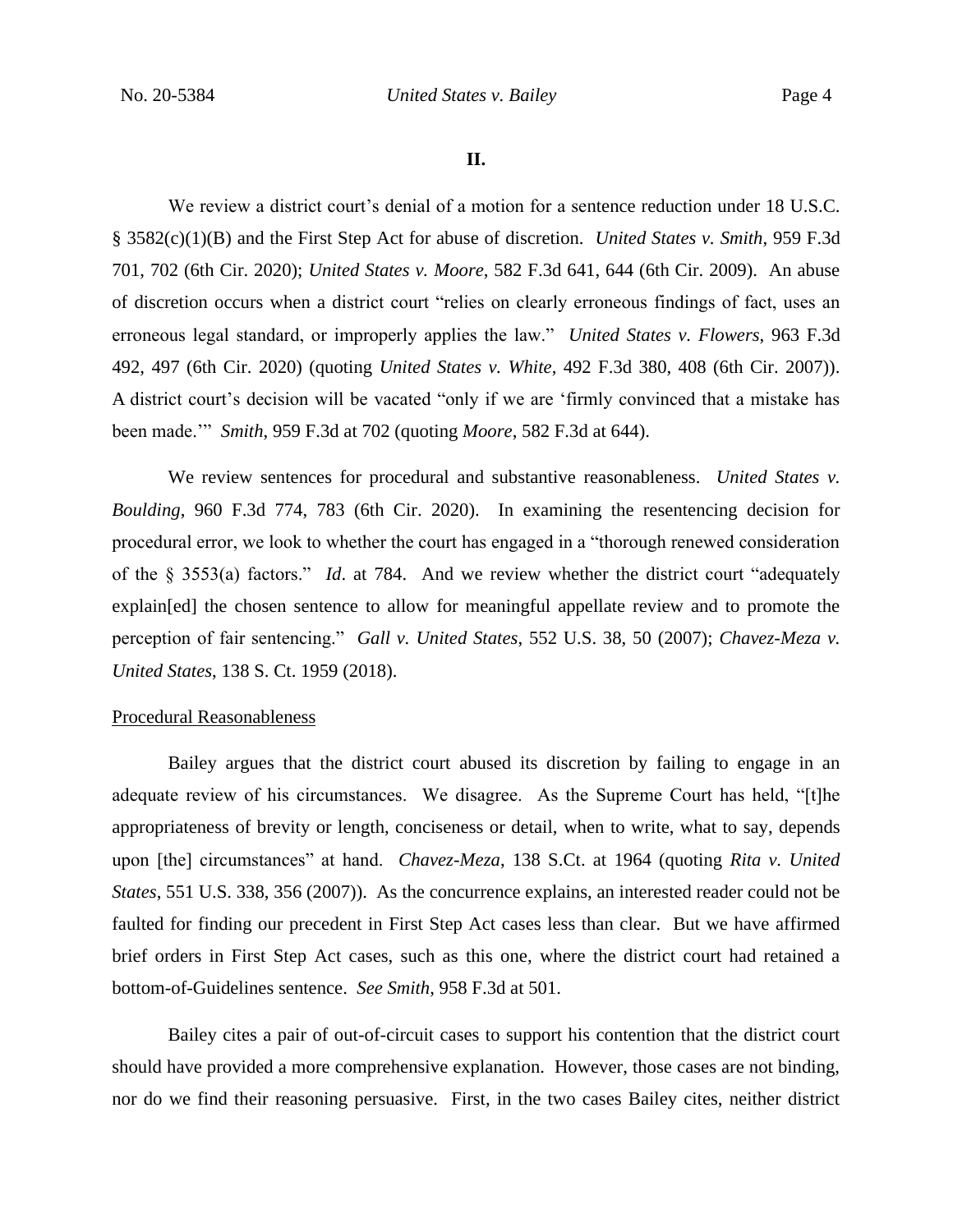## II.

We review a district court's denial of a motion for a sentence reduction under 18 U.S.C. § 3582(c)(1)(B) and the First Step Act for abuse of discretion. *United States v. Smith*, 959 F.3d 701, 702 (6th Cir. 2020); *United States v. Moore*, 582 F.3d 641, 644 (6th Cir. 2009). An abuse of discretion occurs when a district court "relies on clearly erroneous findings of fact, uses an erroneous legal standard, or improperly applies the law." *United States v. Flowers*, 963 F.3d 492, 497 (6th Cir. 2020) (quoting *United States v. White*, 492 F.3d 380, 408 (6th Cir. 2007)). A district court's decision will be vacated "only if we are 'firmly convinced that a mistake has been made.'" *Smith*, 959 F.3d at 702 (quoting *Moore*, 582 F.3d at 644).

We review sentences for procedural and substantive reasonableness. *United States v. Boulding*, 960 F.3d 774, 783 (6th Cir. 2020). In examining the resentencing decision for procedural error, we look to whether the court has engaged in a "thorough renewed consideration of the § 3553(a) factors." *Id*. at 784. And we review whether the district court "adequately explain[ed] the chosen sentence to allow for meaningful appellate review and to promote the perception of fair sentencing." *Gall v. United States*, 552 U.S. 38, 50 (2007); *Chavez-Meza v. United States*, 138 S. Ct. 1959 (2018).

Procedural Reasonableness

Bailey argues that the district court abused its discretion by failing to engage in an adequate review of his circumstances. We disagree. As the Supreme Court has held, "[t]he appropriateness of brevity or length, conciseness or detail, when to write, what to say, depends upon [the] circumstances" at hand. *Chavez-Meza*, 138 S.Ct. at 1964 (quoting *Rita v. United States*, 551 U.S. 338, 356 (2007)). As the concurrence explains, an interested reader could not be faulted for finding our precedent in First Step Act cases less than clear. But we have affirmed brief orders in First Step Act cases, such as this one, where the district court had retained a bottom-of-Guidelines sentence. *See Smith*, 958 F.3d at 501.

Bailey cites a pair of out-of-circuit cases to support his contention that the district court should have provided a more comprehensive explanation. However, those cases are not binding, nor do we find their reasoning persuasive. First, in the two cases Bailey cites, neither district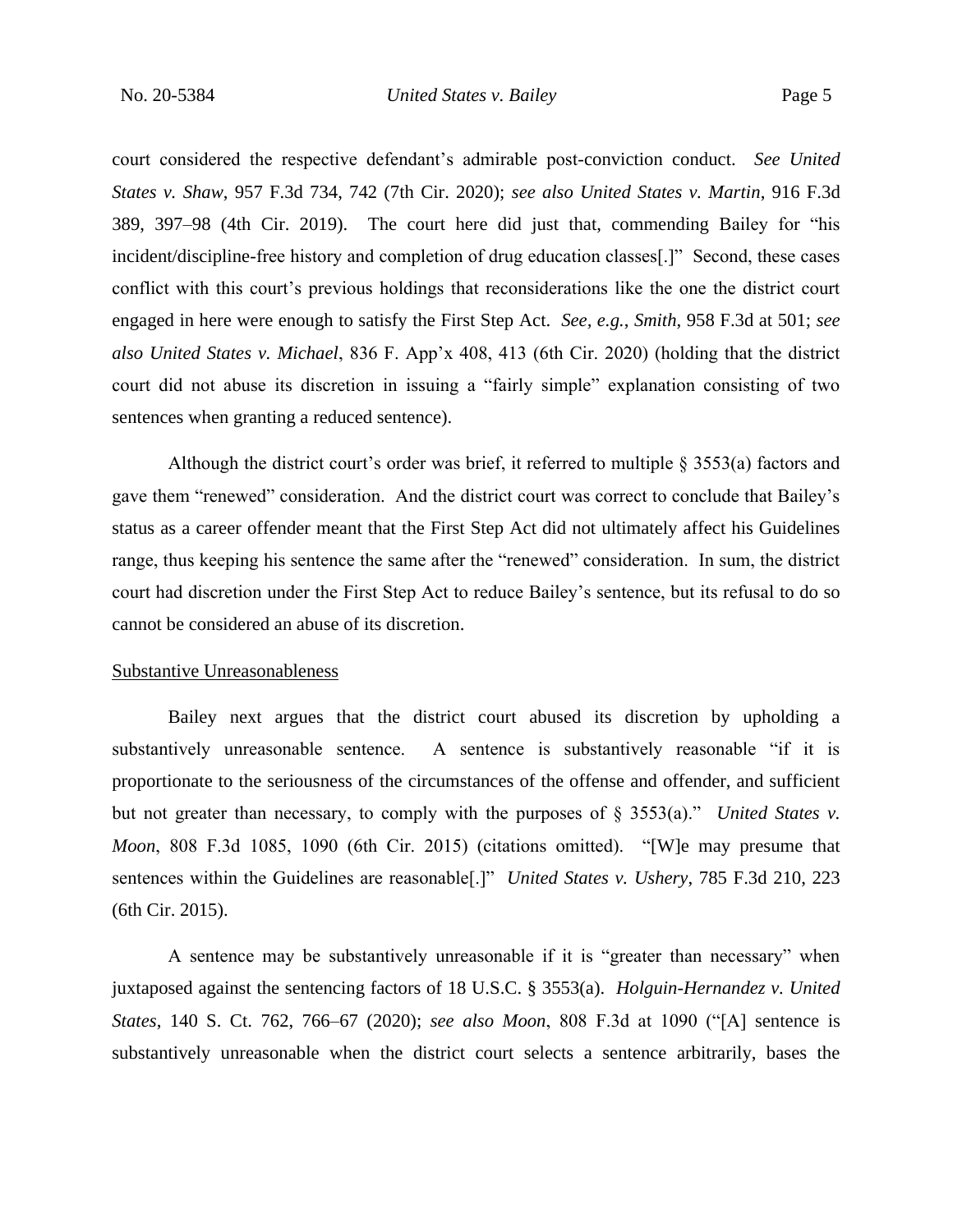court considered the respective defendant's admirable post-conviction conduct. *See United States v. Shaw*, 957 F.3d 734, 742 (7th Cir. 2020); *see also United States v. Martin*, 916 F.3d 389, 397–98 (4th Cir. 2019). The court here did just that, commending Bailey for "his incident/discipline-free history and completion of drug education classes[.]" Second, these cases conflict with this court's previous holdings that reconsiderations like the one the district court engaged in here were enough to satisfy the First Step Act. *See, e.g.*, *Smith*, 958 F.3d at 501; *see also United States v. Michael*, 836 F. App'x 408, 413 (6th Cir. 2020) (holding that the district court did not abuse its discretion in issuing a "fairly simple" explanation consisting of two sentences when granting a reduced sentence).

Although the district court's order was brief, it referred to multiple § 3553(a) factors and gave them "renewed" consideration. And the district court was correct to conclude that Bailey's status as a career offender meant that the First Step Act did not ultimately affect his Guidelines range, thus keeping his sentence the same after the "renewed" consideration. In sum, the district court had discretion under the First Step Act to reduce Bailey's sentence, but its refusal to do so cannot be considered an abuse of its discretion.

<u>Substantive Unreasonableness</u>

Bailey next argues that the district court abused its discretion by upholding a substantively unreasonable sentence. A sentence is substantively reasonable "if it is proportionate to the seriousness of the circumstances of the offense and offender, and sufficient but not greater than necessary, to comply with the purposes of § 3553(a)." *United States v. Moon*, 808 F.3d 1085, 1090 (6th Cir. 2015) (citations omitted). "[W]e may presume that sentences within the Guidelines are reasonable[.]" *United States v. Ushery*, 785 F.3d 210, 223 (6th Cir. 2015).

A sentence may be substantively unreasonable if it is "greater than necessary" when juxtaposed against the sentencing factors of 18 U.S.C. § 3553(a). *Holguin-Hernandez v. United States*, 140 S. Ct. 762, 766–67 (2020); *see also Moon*, 808 F.3d at 1090 ("[A] sentence is substantively unreasonable when the district court selects a sentence arbitrarily, bases the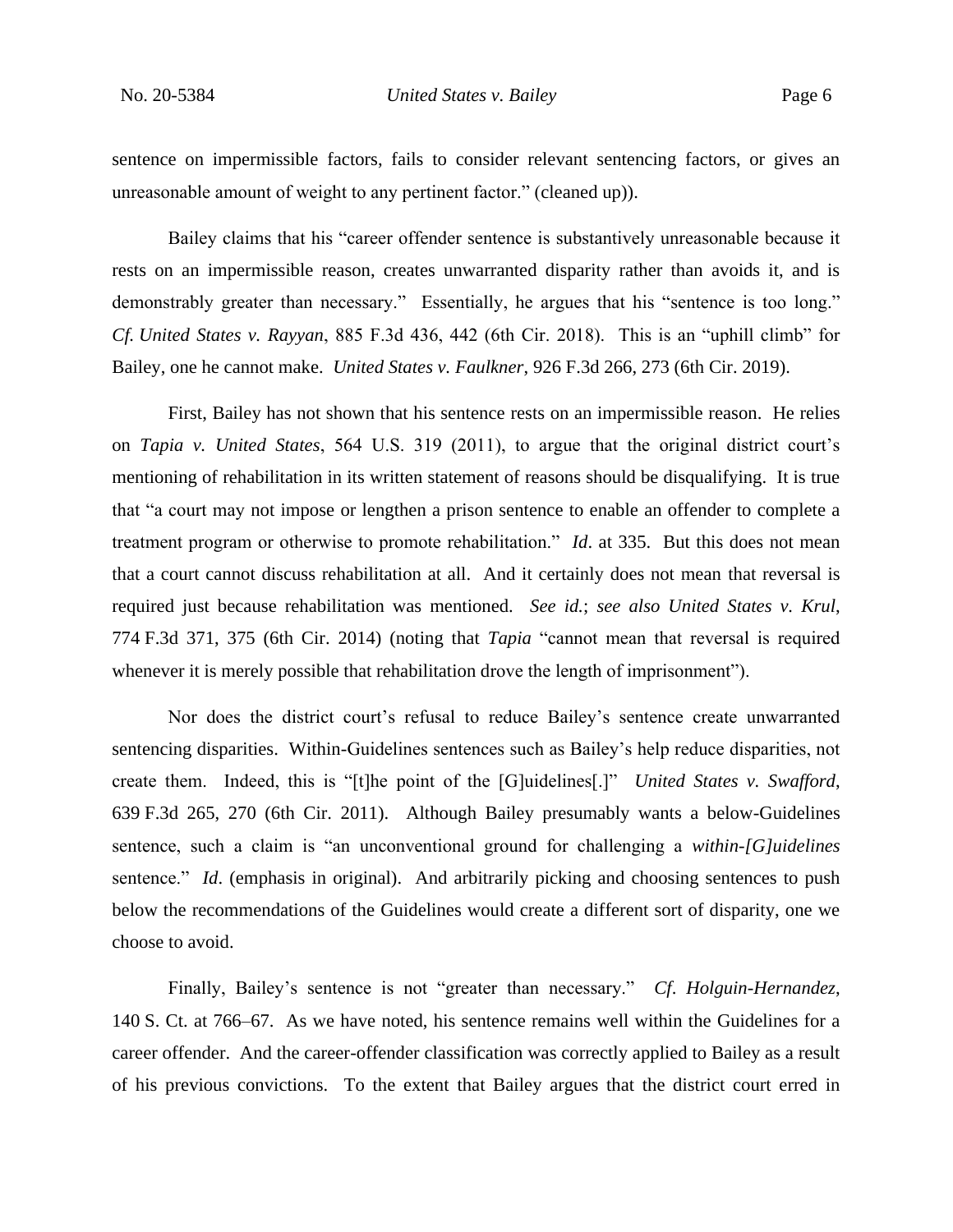sentence on impermissible factors, fails to consider relevant sentencing factors, or gives an unreasonable amount of weight to any pertinent factor." (cleaned up)).

Bailey claims that his "career offender sentence is substantively unreasonable because it rests on an impermissible reason, creates unwarranted disparity rather than avoids it, and is demonstrably greater than necessary." Essentially, he argues that his "sentence is too long." *Cf. United States v. Rayyan*, 885 F.3d 436, 442 (6th Cir. 2018). This is an "uphill climb" for Bailey, one he cannot make. *United States v. Faulkner*, 926 F.3d 266, 273 (6th Cir. 2019).

First, Bailey has not shown that his sentence rests on an impermissible reason. He relies on *Tapia v. United States*, 564 U.S. 319 (2011), to argue that the original district court's mentioning of rehabilitation in its written statement of reasons should be disqualifying. It is true that "a court may not impose or lengthen a prison sentence to enable an offender to complete a treatment program or otherwise to promote rehabilitation." *Id*. at 335. But this does not mean that a court cannot discuss rehabilitation at all. And it certainly does not mean that reversal is required just because rehabilitation was mentioned. *See id.*; *see also United States v. Krul*, 774 F.3d 371, 375 (6th Cir. 2014) (noting that *Tapia* "cannot mean that reversal is required whenever it is merely possible that rehabilitation drove the length of imprisonment").

Nor does the district court's refusal to reduce Bailey's sentence create unwarranted sentencing disparities. Within-Guidelines sentences such as Bailey's help reduce disparities, not create them. Indeed, this is "[t]he point of the [G]uidelines[.]" *United States v. Swafford*, 639 F.3d 265, 270 (6th Cir. 2011). Although Bailey presumably wants a below-Guidelines sentence, such a claim is "an unconventional ground for challenging a *within-[G]uidelines* sentence." *Id*. (emphasis in original). And arbitrarily picking and choosing sentences to push below the recommendations of the Guidelines would create a different sort of disparity, one we choose to avoid.

Finally, Bailey's sentence is not "greater than necessary." *Cf. Holguin-Hernandez*, 140 S. Ct. at 766–67. As we have noted, his sentence remains well within the Guidelines for a career offender. And the career-offender classification was correctly applied to Bailey as a result of his previous convictions. To the extent that Bailey argues that the district court erred in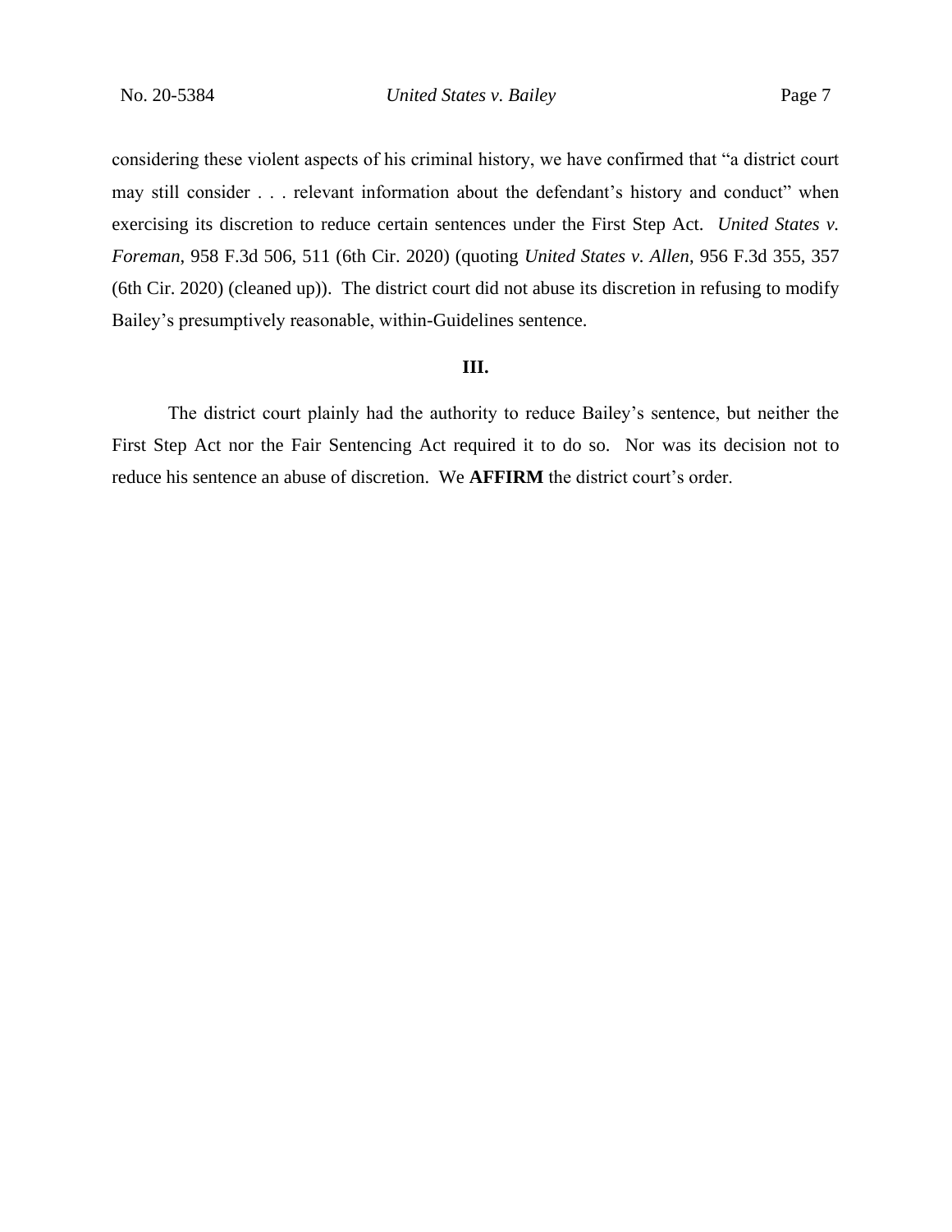considering these violent aspects of his criminal history, we have confirmed that "a district court may still consider . . . relevant information about the defendant's history and conduct" when exercising its discretion to reduce certain sentences under the First Step Act. *United States v. Foreman*, 958 F.3d 506, 511 (6th Cir. 2020) (quoting *United States v. Allen*, 956 F.3d 355, 357 (6th Cir. 2020) (cleaned up)). The district court did not abuse its discretion in refusing to modify Bailey's presumptively reasonable, within-Guidelines sentence.

## III.

The district court plainly had the authority to reduce Bailey's sentence, but neither the First Step Act nor the Fair Sentencing Act required it to do so. Nor was its decision not to reduce his sentence an abuse of discretion. We **AFFIRM** the district court's order.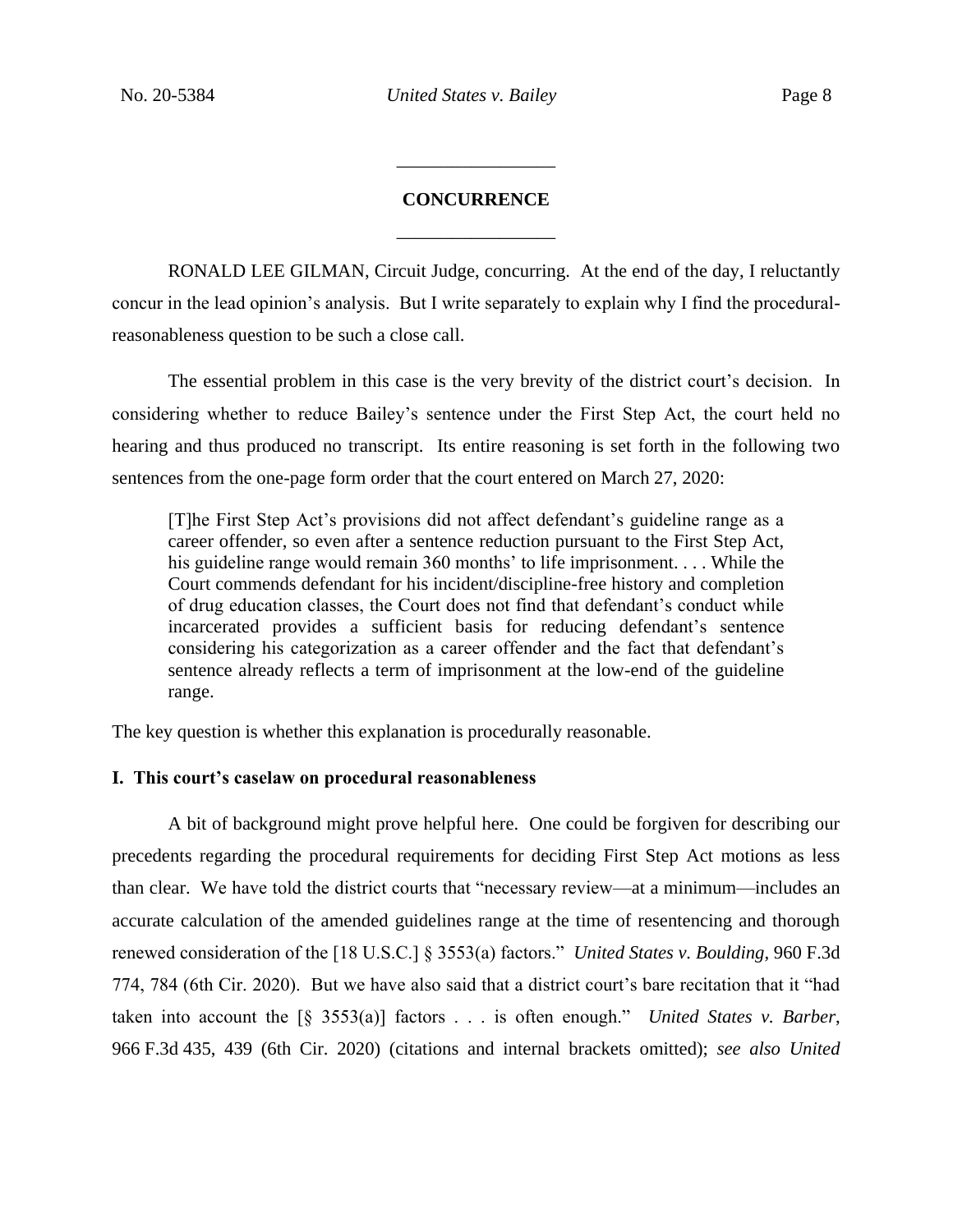## CONCURRENCE

RONALD LEE GILMAN, Circuit Judge, concurring. At the end of the day, I reluctantly concur in the lead opinion's analysis. But I write separately to explain why I find the procedural-reasonableness question to be such a close call.

The essential problem in this case is the very brevity of the district court's decision. In considering whether to reduce Bailey's sentence under the First Step Act, the court held no hearing and thus produced no transcript. Its entire reasoning is set forth in the following two sentences from the one-page form order that the court entered on March 27, 2020:

> [T]he First Step Act's provisions did not affect defendant's guideline range as a career offender, so even after a sentence reduction pursuant to the First Step Act, his guideline range would remain 360 months' to life imprisonment. . . . While the Court commends defendant for his incident/discipline-free history and completion of drug education classes, the Court does not find that defendant's conduct while incarcerated provides a sufficient basis for reducing defendant's sentence considering his categorization as a career offender and the fact that defendant's sentence already reflects a term of imprisonment at the low-end of the guideline range.

The key question is whether this explanation is procedurally reasonable.

### I. This court's caselaw on procedural reasonableness

A bit of background might prove helpful here. One could be forgiven for describing our precedents regarding the procedural requirements for deciding First Step Act motions as less than clear. We have told the district courts that "necessary review—at a minimum—includes an accurate calculation of the amended guidelines range at the time of resentencing and thorough renewed consideration of the [18 U.S.C.] § 3553(a) factors." *United States v. Boulding*, 960 F.3d 774, 784 (6th Cir. 2020). But we have also said that a district court's bare recitation that it "had taken into account the [§ 3553(a)] factors . . . is often enough." *United States v. Barber*, 966 F.3d 435, 439 (6th Cir. 2020) (citations and internal brackets omitted); *see also United*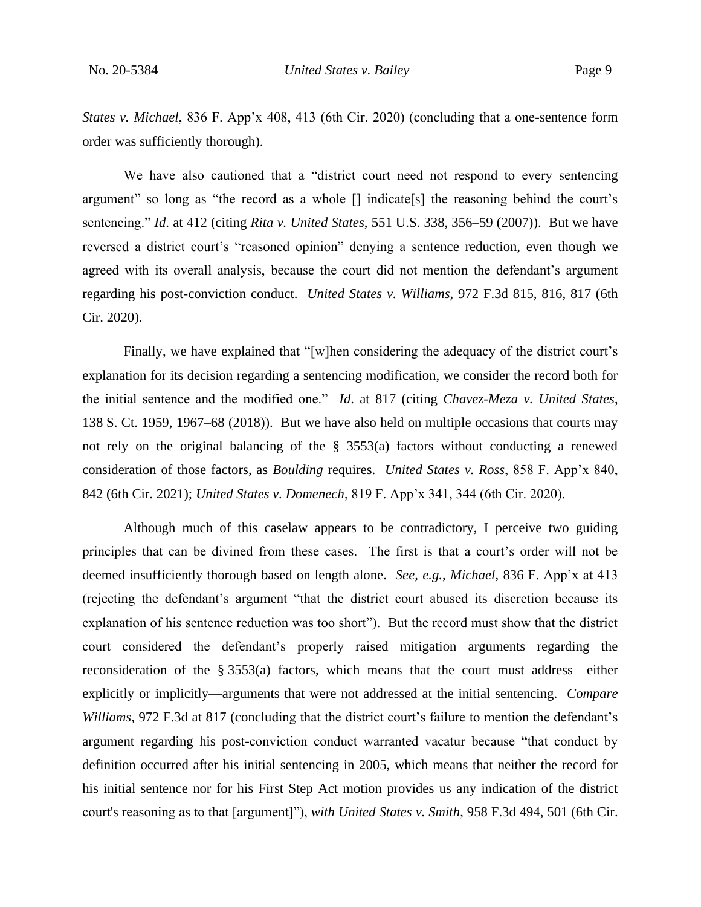*States v. Michael*, 836 F. App'x 408, 413 (6th Cir. 2020) (concluding that a one-sentence form order was sufficiently thorough).

We have also cautioned that a "district court need not respond to every sentencing argument" so long as "the record as a whole [] indicate[s] the reasoning behind the court's sentencing." *Id.* at 412 (citing *Rita v. United States*, 551 U.S. 338, 356–59 (2007)). But we have reversed a district court's "reasoned opinion" denying a sentence reduction, even though we agreed with its overall analysis, because the court did not mention the defendant's argument regarding his post-conviction conduct. *United States v. Williams*, 972 F.3d 815, 816, 817 (6th Cir. 2020).

Finally, we have explained that "[w]hen considering the adequacy of the district court's explanation for its decision regarding a sentencing modification, we consider the record both for the initial sentence and the modified one." *Id.* at 817 (citing *Chavez-Meza v. United States*, 138 S. Ct. 1959, 1967–68 (2018)). But we have also held on multiple occasions that courts may not rely on the original balancing of the § 3553(a) factors without conducting a renewed consideration of those factors, as *Boulding* requires. *United States v. Ross*, 858 F. App'x 840, 842 (6th Cir. 2021); *United States v. Domenech*, 819 F. App'x 341, 344 (6th Cir. 2020).

Although much of this caselaw appears to be contradictory, I perceive two guiding principles that can be divined from these cases. The first is that a court's order will not be deemed insufficiently thorough based on length alone. *See, e.g.*, *Michael*, 836 F. App'x at 413 (rejecting the defendant's argument "that the district court abused its discretion because its explanation of his sentence reduction was too short"). But the record must show that the district court considered the defendant's properly raised mitigation arguments regarding the reconsideration of the § 3553(a) factors, which means that the court must address—either explicitly or implicitly—arguments that were not addressed at the initial sentencing. *Compare Williams*, 972 F.3d at 817 (concluding that the district court's failure to mention the defendant's argument regarding his post-conviction conduct warranted vacatur because "that conduct by definition occurred after his initial sentencing in 2005, which means that neither the record for his initial sentence nor for his First Step Act motion provides us any indication of the district court's reasoning as to that [argument]"), *with United States v. Smith*, 958 F.3d 494, 501 (6th Cir.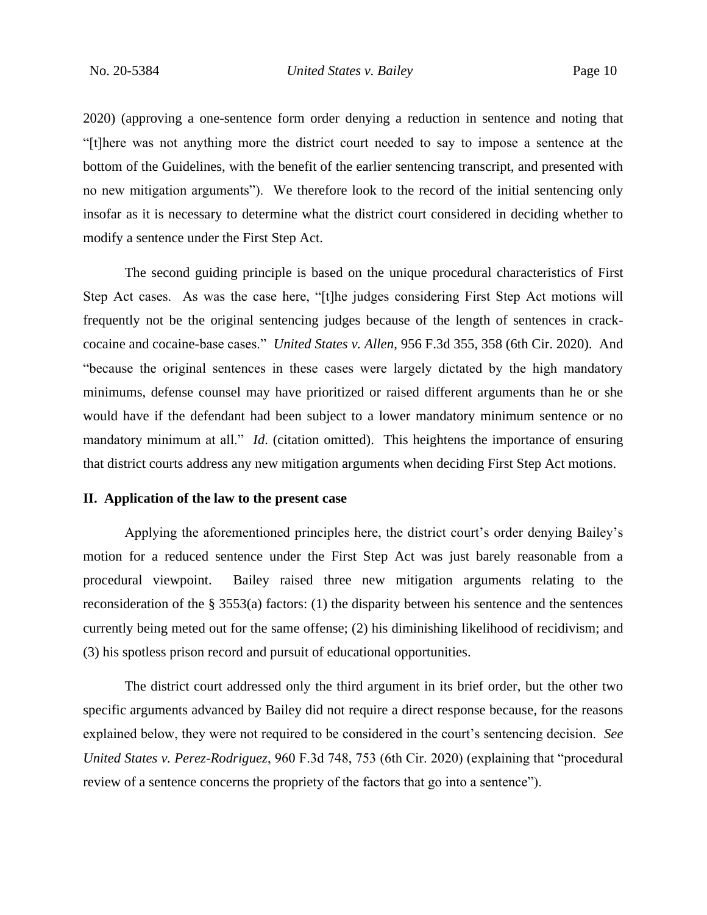2020) (approving a one-sentence form order denying a reduction in sentence and noting that "[t]here was not anything more the district court needed to say to impose a sentence at the bottom of the Guidelines, with the benefit of the earlier sentencing transcript, and presented with no new mitigation arguments"). We therefore look to the record of the initial sentencing only insofar as it is necessary to determine what the district court considered in deciding whether to modify a sentence under the First Step Act.

The second guiding principle is based on the unique procedural characteristics of First Step Act cases. As was the case here, "[t]he judges considering First Step Act motions will frequently not be the original sentencing judges because of the length of sentences in crack-cocaine and cocaine-base cases." *United States v. Allen*, 956 F.3d 355, 358 (6th Cir. 2020). And "because the original sentences in these cases were largely dictated by the high mandatory minimums, defense counsel may have prioritized or raised different arguments than he or she would have if the defendant had been subject to a lower mandatory minimum sentence or no mandatory minimum at all." *Id.* (citation omitted). This heightens the importance of ensuring that district courts address any new mitigation arguments when deciding First Step Act motions.

## II. Application of the law to the present case

Applying the aforementioned principles here, the district court's order denying Bailey's motion for a reduced sentence under the First Step Act was just barely reasonable from a procedural viewpoint. Bailey raised three new mitigation arguments relating to the reconsideration of the § 3553(a) factors: (1) the disparity between his sentence and the sentences currently being meted out for the same offense; (2) his diminishing likelihood of recidivism; and (3) his spotless prison record and pursuit of educational opportunities.

The district court addressed only the third argument in its brief order, but the other two specific arguments advanced by Bailey did not require a direct response because, for the reasons explained below, they were not required to be considered in the court's sentencing decision. *See United States v. Perez-Rodriguez*, 960 F.3d 748, 753 (6th Cir. 2020) (explaining that "procedural review of a sentence concerns the propriety of the factors that go into a sentence").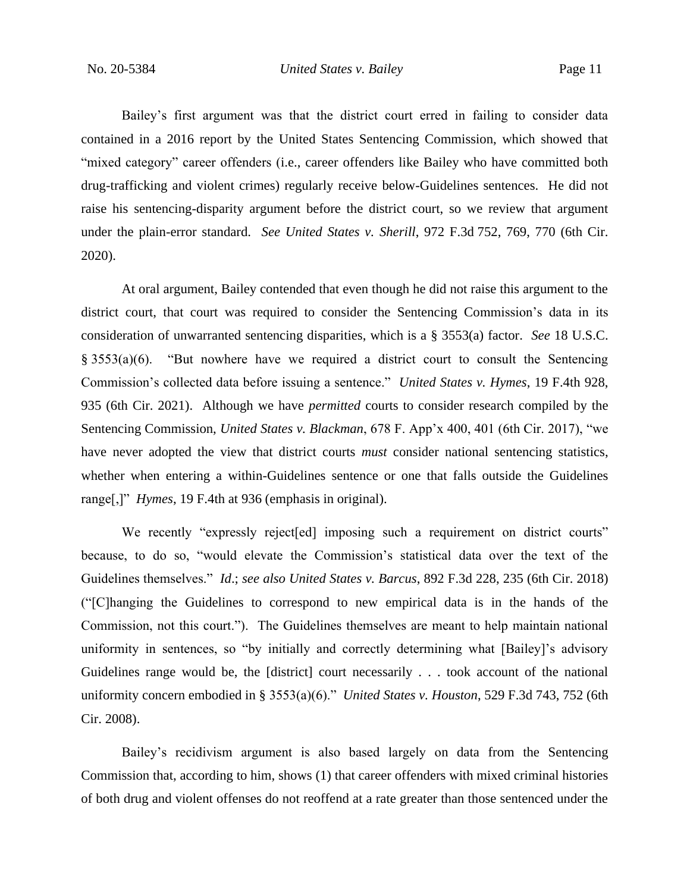Bailey's first argument was that the district court erred in failing to consider data contained in a 2016 report by the United States Sentencing Commission, which showed that "mixed category" career offenders (i.e., career offenders like Bailey who have committed both drug-trafficking and violent crimes) regularly receive below-Guidelines sentences. He did not raise his sentencing-disparity argument before the district court, so we review that argument under the plain-error standard. *See United States v. Sherill*, 972 F.3d 752, 769, 770 (6th Cir. 2020).

At oral argument, Bailey contended that even though he did not raise this argument to the district court, that court was required to consider the Sentencing Commission's data in its consideration of unwarranted sentencing disparities, which is a § 3553(a) factor. *See* 18 U.S.C. § 3553(a)(6). "But nowhere have we required a district court to consult the Sentencing Commission's collected data before issuing a sentence." *United States v. Hymes*, 19 F.4th 928, 935 (6th Cir. 2021). Although we have *permitted* courts to consider research compiled by the Sentencing Commission, *United States v. Blackman*, 678 F. App'x 400, 401 (6th Cir. 2017), "we have never adopted the view that district courts *must* consider national sentencing statistics, whether when entering a within-Guidelines sentence or one that falls outside the Guidelines range[,]" *Hymes*, 19 F.4th at 936 (emphasis in original).

We recently "expressly reject[ed] imposing such a requirement on district courts" because, to do so, "would elevate the Commission's statistical data over the text of the Guidelines themselves." *Id*.; *see also United States v. Barcus*, 892 F.3d 228, 235 (6th Cir. 2018) ("[C]hanging the Guidelines to correspond to new empirical data is in the hands of the Commission, not this court."). The Guidelines themselves are meant to help maintain national uniformity in sentences, so "by initially and correctly determining what [Bailey]'s advisory Guidelines range would be, the [district] court necessarily . . . took account of the national uniformity concern embodied in § 3553(a)(6)." *United States v. Houston*, 529 F.3d 743, 752 (6th Cir. 2008).

Bailey's recidivism argument is also based largely on data from the Sentencing Commission that, according to him, shows (1) that career offenders with mixed criminal histories of both drug and violent offenses do not reoffend at a rate greater than those sentenced under the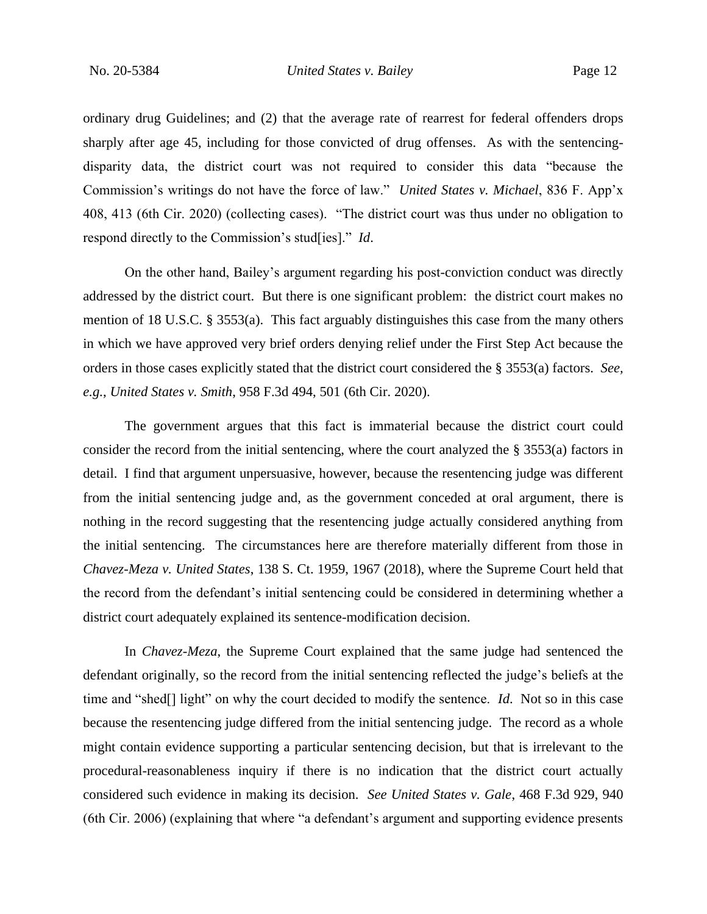ordinary drug Guidelines; and (2) that the average rate of rearrest for federal offenders drops sharply after age 45, including for those convicted of drug offenses. As with the sentencing-disparity data, the district court was not required to consider this data "because the Commission's writings do not have the force of law." *United States v. Michael*, 836 F. App'x 408, 413 (6th Cir. 2020) (collecting cases). "The district court was thus under no obligation to respond directly to the Commission's stud[ies]." *Id*.

On the other hand, Bailey's argument regarding his post-conviction conduct was directly addressed by the district court. But there is one significant problem: the district court makes no mention of 18 U.S.C. § 3553(a). This fact arguably distinguishes this case from the many others in which we have approved very brief orders denying relief under the First Step Act because the orders in those cases explicitly stated that the district court considered the § 3553(a) factors. *See, e.g.*, *United States v. Smith*, 958 F.3d 494, 501 (6th Cir. 2020).

The government argues that this fact is immaterial because the district court could consider the record from the initial sentencing, where the court analyzed the § 3553(a) factors in detail. I find that argument unpersuasive, however, because the resentencing judge was different from the initial sentencing judge and, as the government conceded at oral argument, there is nothing in the record suggesting that the resentencing judge actually considered anything from the initial sentencing. The circumstances here are therefore materially different from those in *Chavez-Meza v. United States*, 138 S. Ct. 1959, 1967 (2018), where the Supreme Court held that the record from the defendant's initial sentencing could be considered in determining whether a district court adequately explained its sentence-modification decision.

In *Chavez-Meza*, the Supreme Court explained that the same judge had sentenced the defendant originally, so the record from the initial sentencing reflected the judge's beliefs at the time and "shed[] light" on why the court decided to modify the sentence. *Id*. Not so in this case because the resentencing judge differed from the initial sentencing judge. The record as a whole might contain evidence supporting a particular sentencing decision, but that is irrelevant to the procedural-reasonableness inquiry if there is no indication that the district court actually considered such evidence in making its decision. *See United States v. Gale*, 468 F.3d 929, 940 (6th Cir. 2006) (explaining that where "a defendant's argument and supporting evidence presents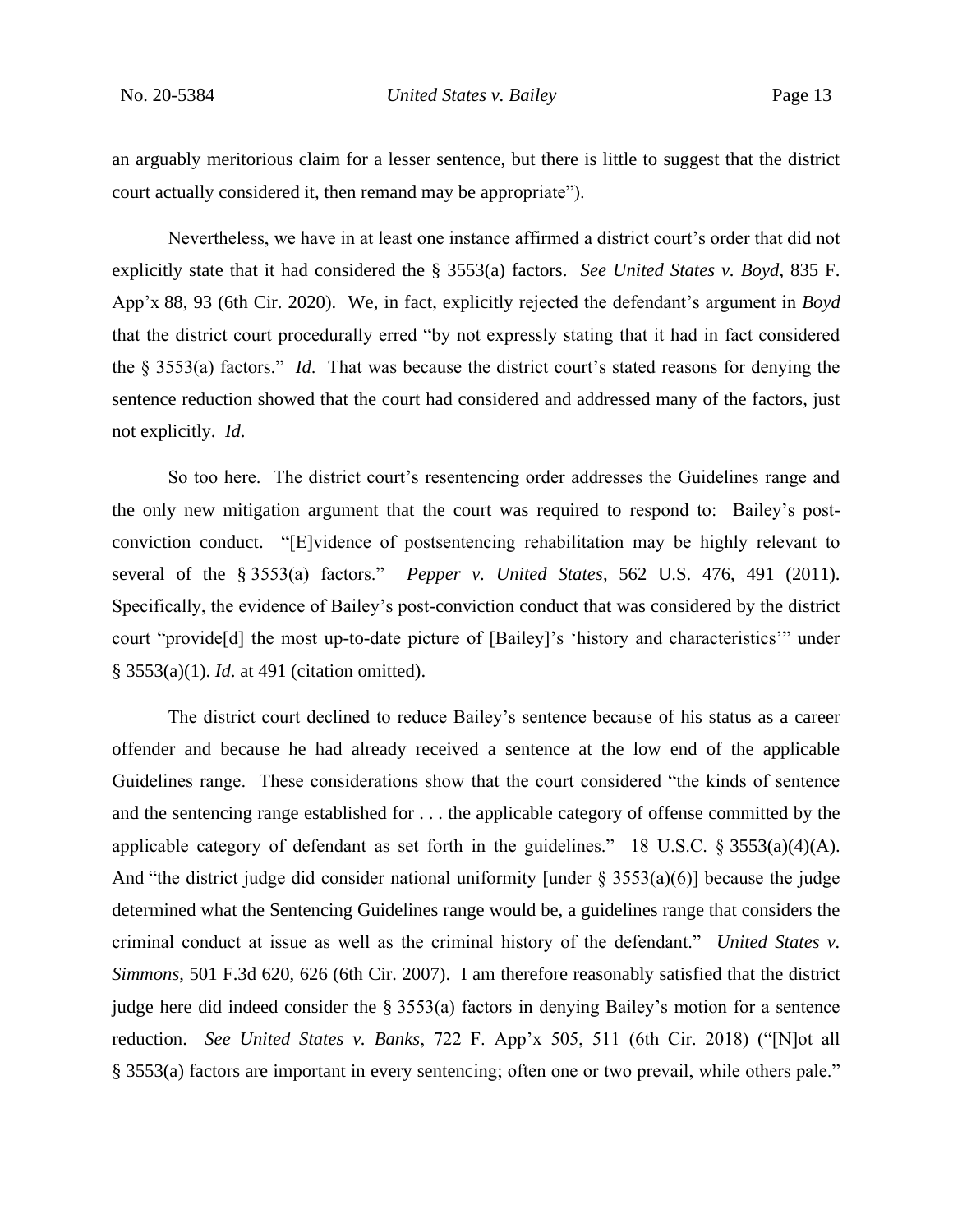an arguably meritorious claim for a lesser sentence, but there is little to suggest that the district court actually considered it, then remand may be appropriate").

Nevertheless, we have in at least one instance affirmed a district court's order that did not explicitly state that it had considered the § 3553(a) factors. *See United States v. Boyd*, 835 F. App'x 88, 93 (6th Cir. 2020). We, in fact, explicitly rejected the defendant's argument in *Boyd* that the district court procedurally erred "by not expressly stating that it had in fact considered the § 3553(a) factors." *Id.* That was because the district court's stated reasons for denying the sentence reduction showed that the court had considered and addressed many of the factors, just not explicitly. *Id.*

So too here. The district court's resentencing order addresses the Guidelines range and the only new mitigation argument that the court was required to respond to: Bailey's post-conviction conduct. "[E]vidence of postsentencing rehabilitation may be highly relevant to several of the § 3553(a) factors." *Pepper v. United States*, 562 U.S. 476, 491 (2011). Specifically, the evidence of Bailey's post-conviction conduct that was considered by the district court "provide[d] the most up-to-date picture of [Bailey]'s 'history and characteristics'" under § 3553(a)(1). *Id.* at 491 (citation omitted).

The district court declined to reduce Bailey's sentence because of his status as a career offender and because he had already received a sentence at the low end of the applicable Guidelines range. These considerations show that the court considered "the kinds of sentence and the sentencing range established for . . . the applicable category of offense committed by the applicable category of defendant as set forth in the guidelines." 18 U.S.C. § 3553(a)(4)(A). And "the district judge did consider national uniformity [under § 3553(a)(6)] because the judge determined what the Sentencing Guidelines range would be, a guidelines range that considers the criminal conduct at issue as well as the criminal history of the defendant." *United States v. Simmons*, 501 F.3d 620, 626 (6th Cir. 2007). I am therefore reasonably satisfied that the district judge here did indeed consider the § 3553(a) factors in denying Bailey's motion for a sentence reduction. *See United States v. Banks*, 722 F. App'x 505, 511 (6th Cir. 2018) ("[N]ot all § 3553(a) factors are important in every sentencing; often one or two prevail, while others pale."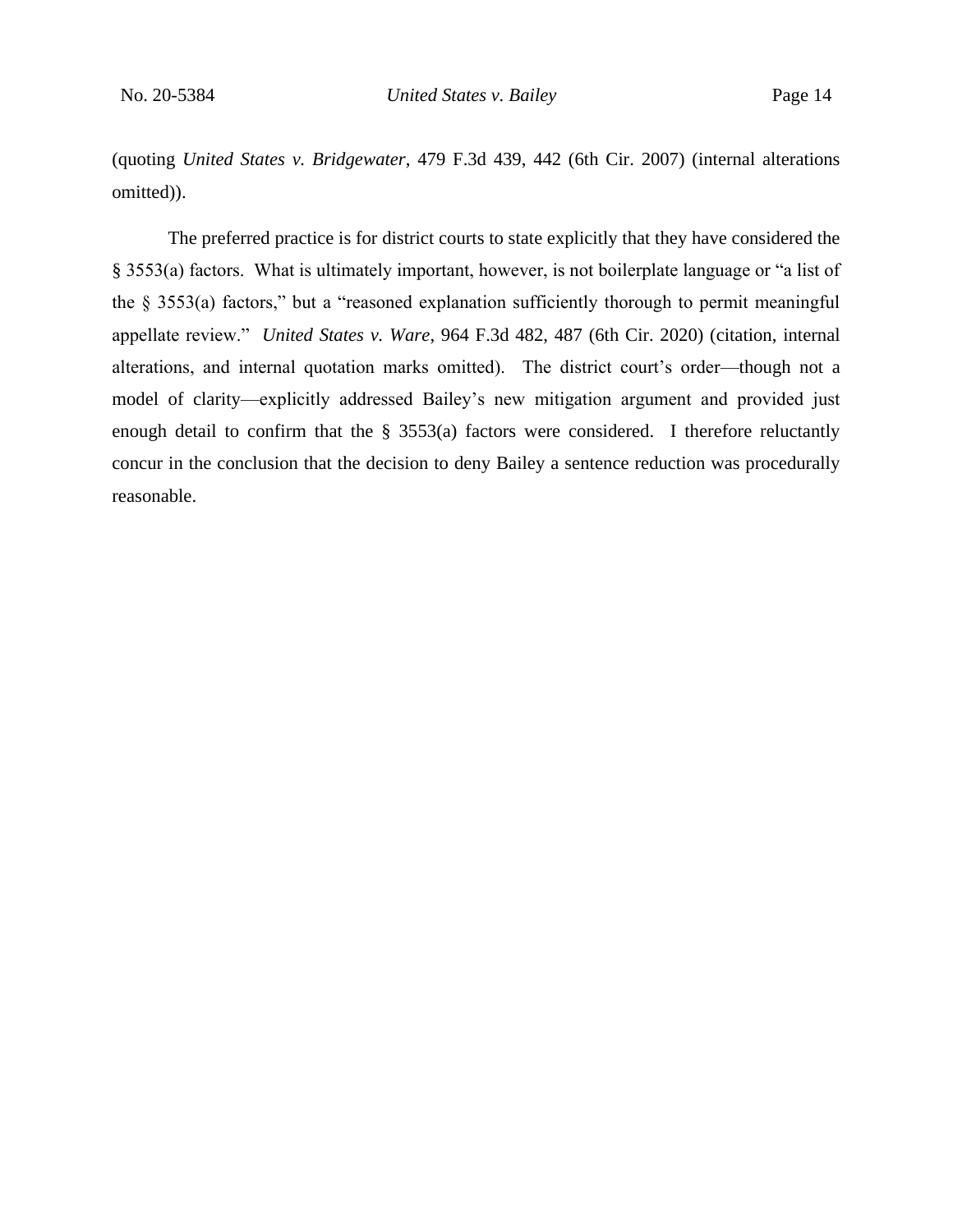(quoting *United States v. Bridgewater*, 479 F.3d 439, 442 (6th Cir. 2007) (internal alterations omitted)).

The preferred practice is for district courts to state explicitly that they have considered the § 3553(a) factors. What is ultimately important, however, is not boilerplate language or "a list of the § 3553(a) factors," but a "reasoned explanation sufficiently thorough to permit meaningful appellate review." *United States v. Ware*, 964 F.3d 482, 487 (6th Cir. 2020) (citation, internal alterations, and internal quotation marks omitted). The district court's order—though not a model of clarity—explicitly addressed Bailey's new mitigation argument and provided just enough detail to confirm that the § 3553(a) factors were considered. I therefore reluctantly concur in the conclusion that the decision to deny Bailey a sentence reduction was procedurally reasonable.